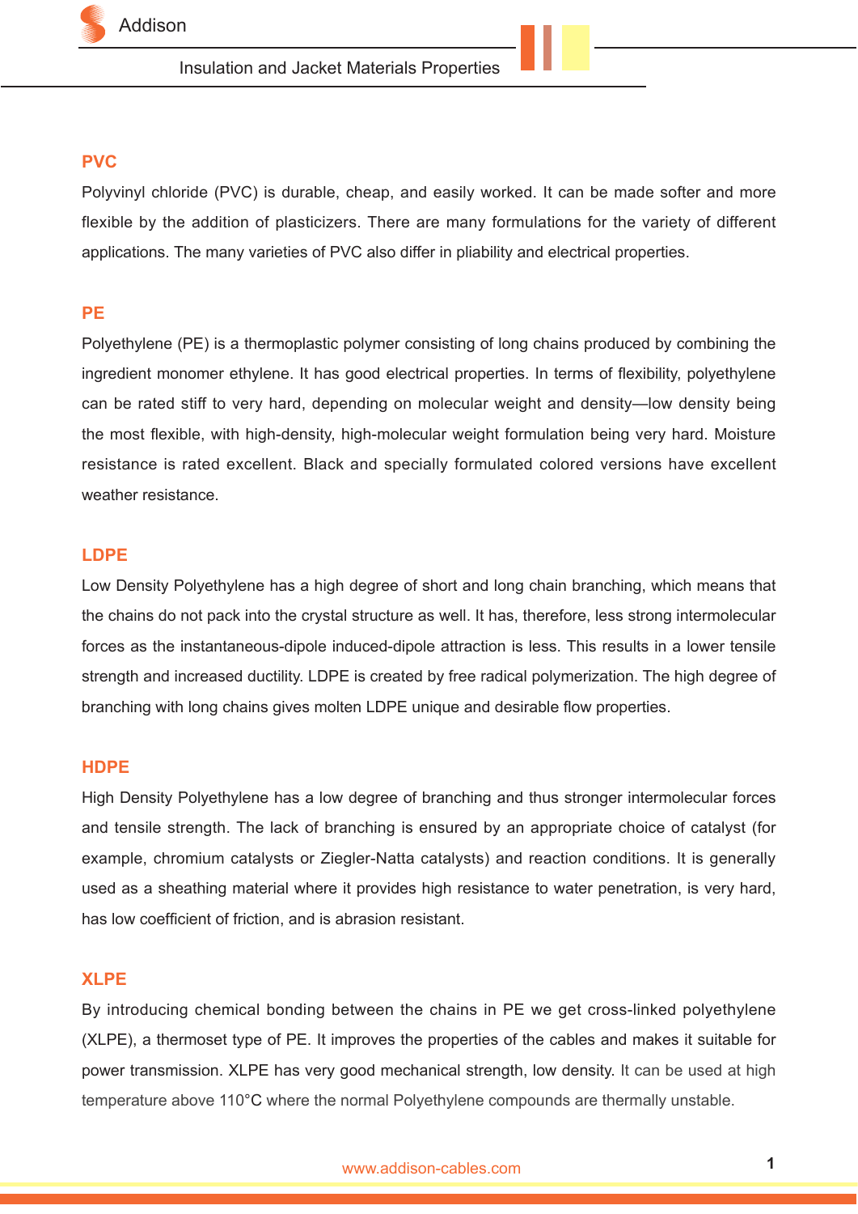# Insulation and Jacket Materials Properties

## PVC

Polyvinyl chloride (PVC) is durable, cheap, and easily worked. It can be made softer and more flexible by the addition of plasticizers. There are many formulations for the variety of different applications. The many varieties of PVC also differ in pliability and electrical properties.

## PE

Polyethylene (PE) is a thermoplastic polymer consisting of long chains produced by combining the ingredient monomer ethylene. It has good electrical properties. In terms of flexibility, polyethylene can be rated stiff to very hard, depending on molecular weight and density—low density being the most flexible, with high-density, high-molecular weight formulation being very hard. Moisture resistance is rated excellent. Black and specially formulated colored versions have excellent weather resistance.

## LDPE

Low Density Polyethylene has a high degree of short and long chain branching, which means that the chains do not pack into the crystal structure as well. It has, therefore, less strong intermolecular forces as the instantaneous-dipole induced-dipole attraction is less. This results in a lower tensile strength and increased ductility. LDPE is created by free radical polymerization. The high degree of branching with long chains gives molten LDPE unique and desirable flow properties.

## HDPE

High Density Polyethylene has a low degree of branching and thus stronger intermolecular forces and tensile strength. The lack of branching is ensured by an appropriate choice of catalyst (for example, chromium catalysts or Ziegler-Natta catalysts) and reaction conditions. It is generally used as a sheathing material where it provides high resistance to water penetration, is very hard, has low coefficient of friction, and is abrasion resistant.

## XLPE

By introducing chemical bonding between the chains in PE we get cross-linked polyethylene (XLPE), a thermoset type of PE. It improves the properties of the cables and makes it suitable for power transmission. XLPE has very good mechanical strength, low density. It can be used at high temperature above 110°C where the normal Polyethylene compounds are thermally unstable.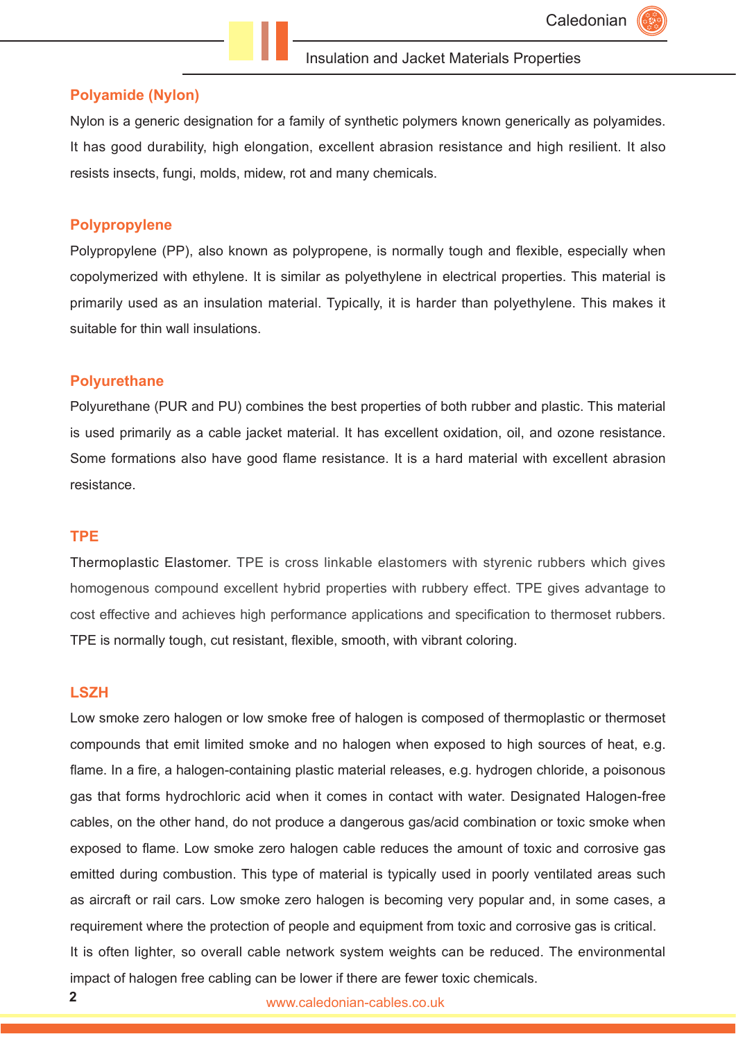## Polyamide (Nylon)

Nylon is a generic designation for a family of synthetic polymers known generically as polyamides. It has good durability, high elongation, excellent abrasion resistance and high resilient. It also resists insects, fungi, molds, midew, rot and many chemicals.

## Polypropylene

Polypropylene (PP), also known as polypropene, is normally tough and flexible, especially when copolymerized with ethylene. It is similar as polyethylene in electrical properties. This material is primarily used as an insulation material. Typically, it is harder than polyethylene. This makes it suitable for thin wall insulations.

## Polyurethane

Polyurethane (PUR and PU) combines the best properties of both rubber and plastic. This material is used primarily as a cable jacket material. It has excellent oxidation, oil, and ozone resistance. Some formations also have good flame resistance. It is a hard material with excellent abrasion resistance.

## TPE

Thermoplastic Elastomer. TPE is cross linkable elastomers with styrenic rubbers which gives homogenous compound excellent hybrid properties with rubbery effect. TPE gives advantage to cost effective and achieves high performance applications and specification to thermoset rubbers. TPE is normally tough, cut resistant, flexible, smooth, with vibrant coloring.

## LSZH

Low smoke zero halogen or low smoke free of halogen is composed of thermoplastic or thermoset compounds that emit limited smoke and no halogen when exposed to high sources of heat, e.g. flame. In a fire, a halogen-containing plastic material releases, e.g. hydrogen chloride, a poisonous gas that forms hydrochloric acid when it comes in contact with water. Designated Halogen-free cables, on the other hand, do not produce a dangerous gas/acid combination or toxic smoke when exposed to flame. Low smoke zero halogen cable reduces the amount of toxic and corrosive gas emitted during combustion. This type of material is typically used in poorly ventilated areas such as aircraft or rail cars. Low smoke zero halogen is becoming very popular and, in some cases, a requirement where the protection of people and equipment from toxic and corrosive gas is critical.
It is often lighter, so overall cable network system weights can be reduced. The environmental impact of halogen free cabling can be lower if there are fewer toxic chemicals.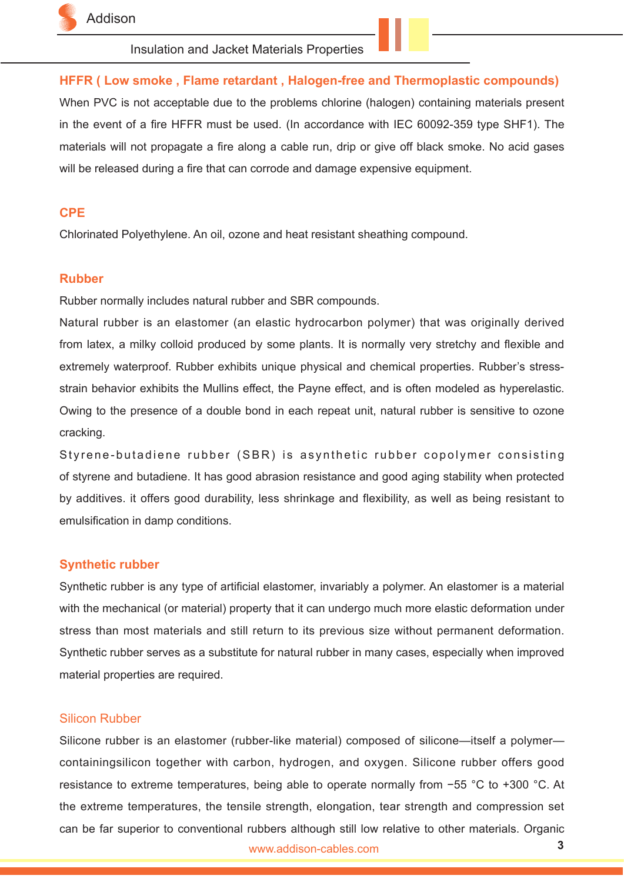## HFFR ( Low smoke , Flame retardant , Halogen-free and Thermoplastic compounds)

When PVC is not acceptable due to the problems chlorine (halogen) containing materials present in the event of a fire HFFR must be used. (In accordance with IEC 60092-359 type SHF1). The materials will not propagate a fire along a cable run, drip or give off black smoke. No acid gases will be released during a fire that can corrode and damage expensive equipment.

## CPE

Chlorinated Polyethylene. An oil, ozone and heat resistant sheathing compound.

## Rubber

Rubber normally includes natural rubber and SBR compounds.

Natural rubber is an elastomer (an elastic hydrocarbon polymer) that was originally derived from latex, a milky colloid produced by some plants. It is normally very stretchy and flexible and extremely waterproof. Rubber exhibits unique physical and chemical properties. Rubber's stress-strain behavior exhibits the Mullins effect, the Payne effect, and is often modeled as hyperelastic. Owing to the presence of a double bond in each repeat unit, natural rubber is sensitive to ozone cracking.

Styrene-butadiene rubber (SBR) is asynthetic rubber copolymer consisting of styrene and butadiene. It has good abrasion resistance and good aging stability when protected by additives. it offers good durability, less shrinkage and flexibility, as well as being resistant to emulsification in damp conditions.

## Synthetic rubber

Synthetic rubber is any type of artificial elastomer, invariably a polymer. An elastomer is a material with the mechanical (or material) property that it can undergo much more elastic deformation under stress than most materials and still return to its previous size without permanent deformation. Synthetic rubber serves as a substitute for natural rubber in many cases, especially when improved material properties are required.

## Silicon Rubber

Silicone rubber is an elastomer (rubber-like material) composed of silicone—itself a polymer—containingsilicon together with carbon, hydrogen, and oxygen. Silicone rubber offers good resistance to extreme temperatures, being able to operate normally from −55 °C to +300 °C. At the extreme temperatures, the tensile strength, elongation, tear strength and compression set can be far superior to conventional rubbers although still low relative to other materials. Organic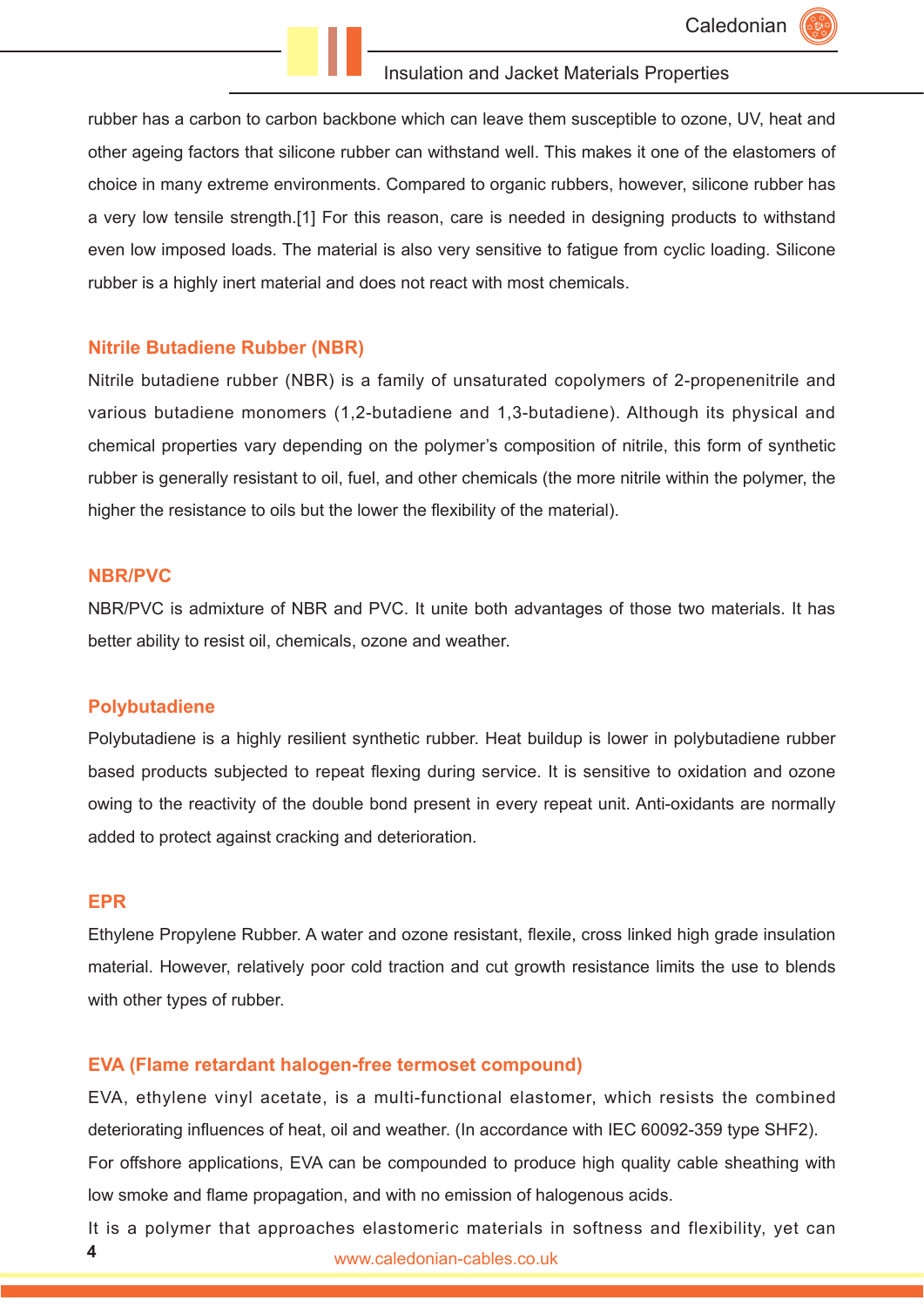rubber has a carbon to carbon backbone which can leave them susceptible to ozone, UV, heat and other ageing factors that silicone rubber can withstand well. This makes it one of the elastomers of choice in many extreme environments. Compared to organic rubbers, however, silicone rubber has a very low tensile strength.[1] For this reason, care is needed in designing products to withstand even low imposed loads. The material is also very sensitive to fatigue from cyclic loading. Silicone rubber is a highly inert material and does not react with most chemicals.

## Nitrile Butadiene Rubber (NBR)

Nitrile butadiene rubber (NBR) is a family of unsaturated copolymers of 2-propenenitrile and various butadiene monomers (1,2-butadiene and 1,3-butadiene). Although its physical and chemical properties vary depending on the polymer's composition of nitrile, this form of synthetic rubber is generally resistant to oil, fuel, and other chemicals (the more nitrile within the polymer, the higher the resistance to oils but the lower the flexibility of the material).

## NBR/PVC

NBR/PVC is admixture of NBR and PVC. It unite both advantages of those two materials. It has better ability to resist oil, chemicals, ozone and weather.

## Polybutadiene

Polybutadiene is a highly resilient synthetic rubber. Heat buildup is lower in polybutadiene rubber based products subjected to repeat flexing during service. It is sensitive to oxidation and ozone owing to the reactivity of the double bond present in every repeat unit. Anti-oxidants are normally added to protect against cracking and deterioration.

## EPR

Ethylene Propylene Rubber. A water and ozone resistant, flexile, cross linked high grade insulation material. However, relatively poor cold traction and cut growth resistance limits the use to blends with other types of rubber.

## EVA (Flame retardant halogen-free termoset compound)

EVA, ethylene vinyl acetate, is a multi-functional elastomer, which resists the combined deteriorating influences of heat, oil and weather. (In accordance with IEC 60092-359 type SHF2).

For offshore applications, EVA can be compounded to produce high quality cable sheathing with low smoke and flame propagation, and with no emission of halogenous acids.

It is a polymer that approaches elastomeric materials in softness and flexibility, yet can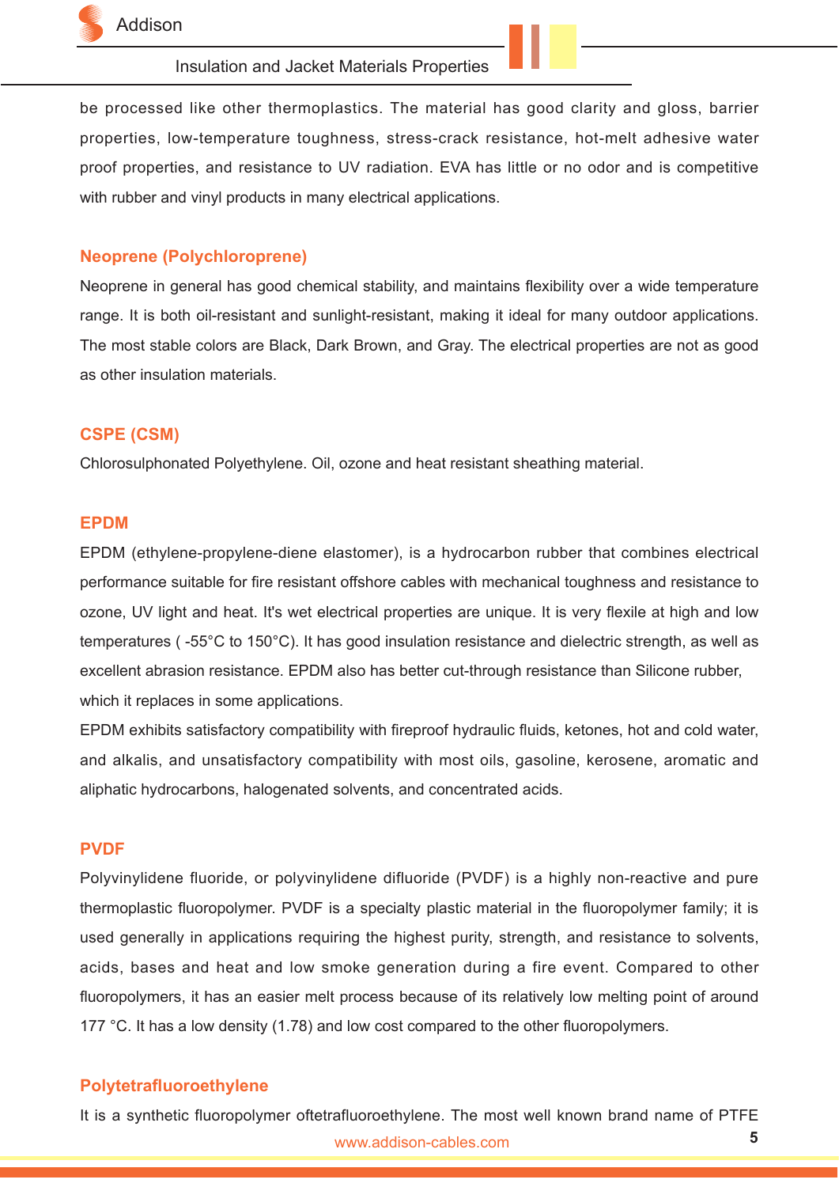be processed like other thermoplastics. The material has good clarity and gloss, barrier properties, low-temperature toughness, stress-crack resistance, hot-melt adhesive water proof properties, and resistance to UV radiation. EVA has little or no odor and is competitive with rubber and vinyl products in many electrical applications.

## Neoprene (Polychloroprene)

Neoprene in general has good chemical stability, and maintains flexibility over a wide temperature range. It is both oil-resistant and sunlight-resistant, making it ideal for many outdoor applications. The most stable colors are Black, Dark Brown, and Gray. The electrical properties are not as good as other insulation materials.

## CSPE (CSM)

Chlorosulphonated Polyethylene. Oil, ozone and heat resistant sheathing material.

## EPDM

EPDM (ethylene-propylene-diene elastomer), is a hydrocarbon rubber that combines electrical performance suitable for fire resistant offshore cables with mechanical toughness and resistance to ozone, UV light and heat. It's wet electrical properties are unique. It is very flexile at high and low temperatures ( -55°C to 150°C). It has good insulation resistance and dielectric strength, as well as excellent abrasion resistance. EPDM also has better cut-through resistance than Silicone rubber, which it replaces in some applications.

EPDM exhibits satisfactory compatibility with fireproof hydraulic fluids, ketones, hot and cold water, and alkalis, and unsatisfactory compatibility with most oils, gasoline, kerosene, aromatic and aliphatic hydrocarbons, halogenated solvents, and concentrated acids.

## PVDF

Polyvinylidene fluoride, or polyvinylidene difluoride (PVDF) is a highly non-reactive and pure thermoplastic fluoropolymer. PVDF is a specialty plastic material in the fluoropolymer family; it is used generally in applications requiring the highest purity, strength, and resistance to solvents, acids, bases and heat and low smoke generation during a fire event. Compared to other fluoropolymers, it has an easier melt process because of its relatively low melting point of around 177 °C. It has a low density (1.78) and low cost compared to the other fluoropolymers.

## Polytetrafluoroethylene

It is a synthetic fluoropolymer oftetrafluoroethylene. The most well known brand name of PTFE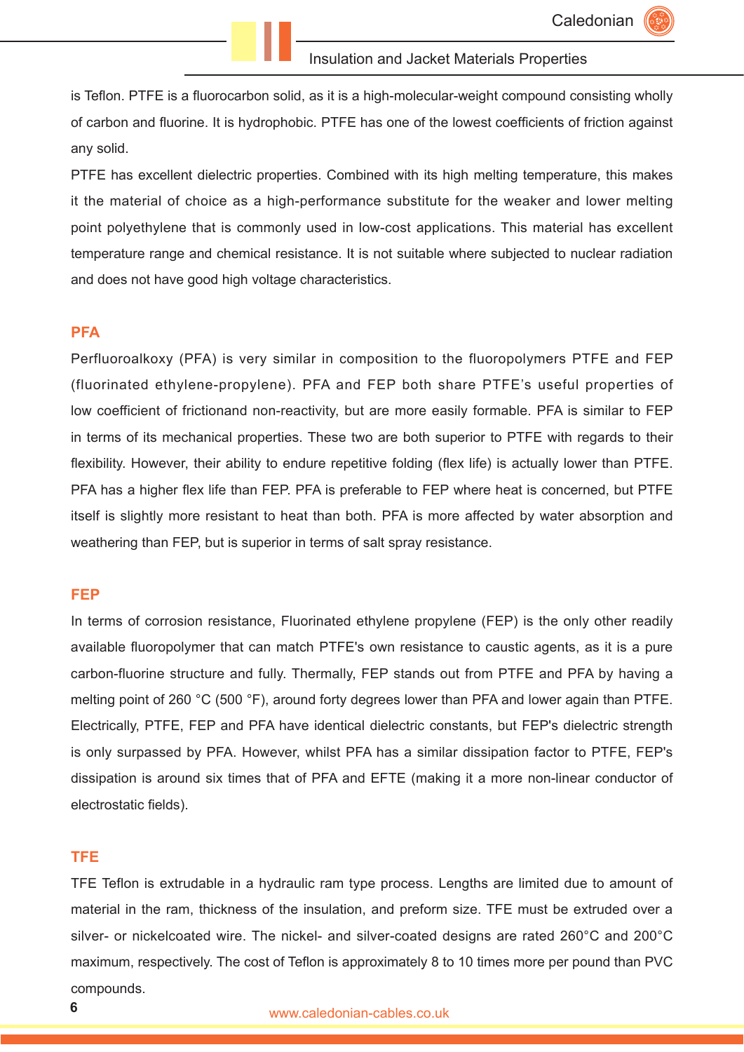is Teflon. PTFE is a fluorocarbon solid, as it is a high-molecular-weight compound consisting wholly of carbon and fluorine. It is hydrophobic. PTFE has one of the lowest coefficients of friction against any solid.

PTFE has excellent dielectric properties. Combined with its high melting temperature, this makes it the material of choice as a high-performance substitute for the weaker and lower melting point polyethylene that is commonly used in low-cost applications. This material has excellent temperature range and chemical resistance. It is not suitable where subjected to nuclear radiation and does not have good high voltage characteristics.

## PFA

Perfluoroalkoxy (PFA) is very similar in composition to the fluoropolymers PTFE and FEP (fluorinated ethylene-propylene). PFA and FEP both share PTFE's useful properties of low coefficient of frictionand non-reactivity, but are more easily formable. PFA is similar to FEP in terms of its mechanical properties. These two are both superior to PTFE with regards to their flexibility. However, their ability to endure repetitive folding (flex life) is actually lower than PTFE. PFA has a higher flex life than FEP. PFA is preferable to FEP where heat is concerned, but PTFE itself is slightly more resistant to heat than both. PFA is more affected by water absorption and weathering than FEP, but is superior in terms of salt spray resistance.

## FEP

In terms of corrosion resistance, Fluorinated ethylene propylene (FEP) is the only other readily available fluoropolymer that can match PTFE's own resistance to caustic agents, as it is a pure carbon-fluorine structure and fully. Thermally, FEP stands out from PTFE and PFA by having a melting point of 260 °C (500 °F), around forty degrees lower than PFA and lower again than PTFE. Electrically, PTFE, FEP and PFA have identical dielectric constants, but FEP's dielectric strength is only surpassed by PFA. However, whilst PFA has a similar dissipation factor to PTFE, FEP's dissipation is around six times that of PFA and EFTE (making it a more non-linear conductor of electrostatic fields).

## TFE

TFE Teflon is extrudable in a hydraulic ram type process. Lengths are limited due to amount of material in the ram, thickness of the insulation, and preform size. TFE must be extruded over a silver- or nickelcoated wire. The nickel- and silver-coated designs are rated 260°C and 200°C maximum, respectively. The cost of Teflon is approximately 8 to 10 times more per pound than PVC compounds.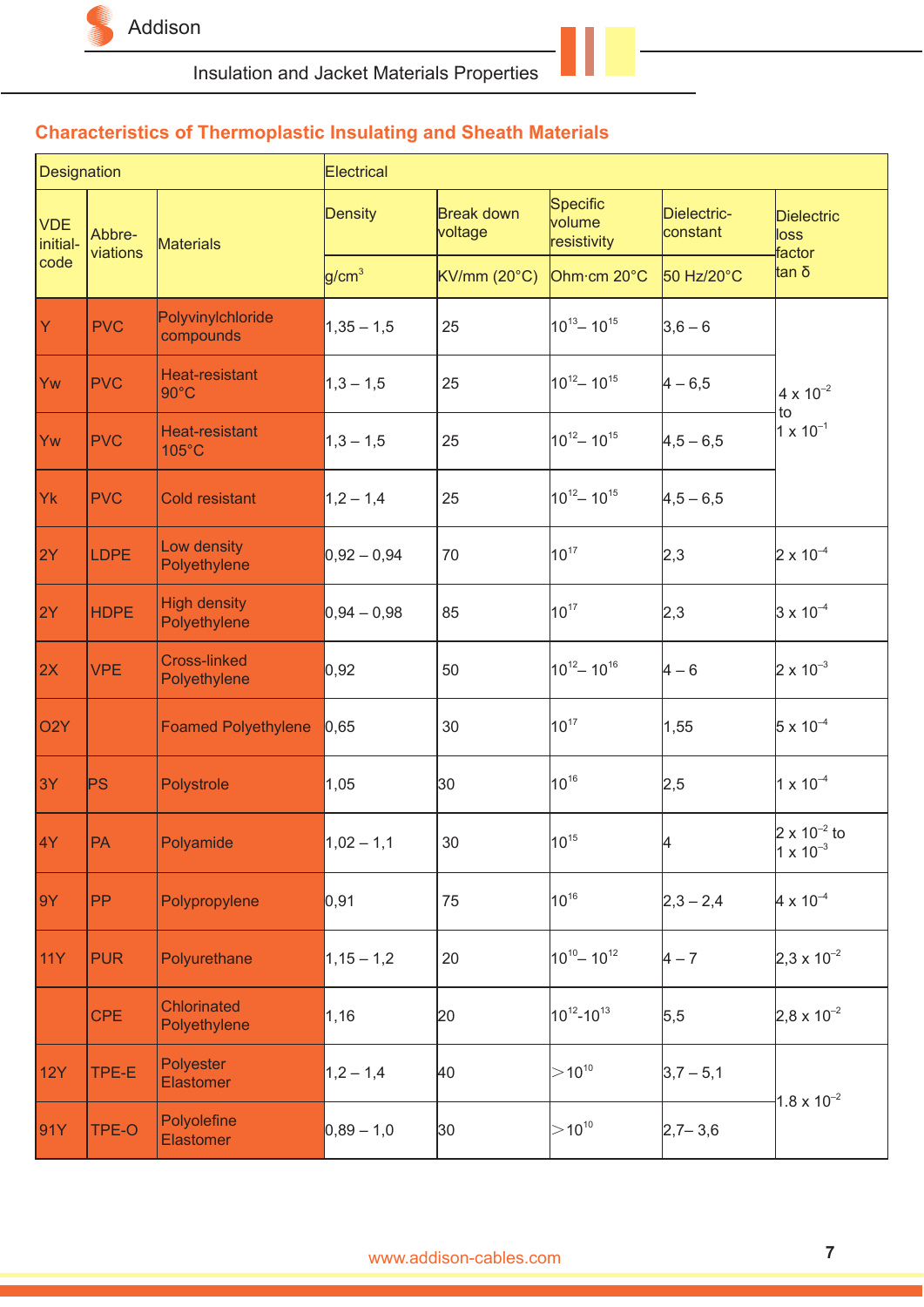## Characteristics of Thermoplastic Insulating and Sheath Materials

| Designation | | | Electrical | | | | |
|---|---|---|---|---|---|---|---|
| VDE initial-code | Abbre-viations | Materials | Density | Break down voltage | Specific volume resistivity | Dielectric-constant | Dielectric loss factor tan δ |
| | | | $g/cm^3$ | KV/mm (20°C) | Ohm·cm 20°C | 50 Hz/20°C | |
| Y | PVC | Polyvinylchloride compounds | 1,35 – 1,5 | 25 | $10^{13}$– $10^{15}$ | 3,6 – 6 | $4 \times 10^{-2}$ to $1 \times 10^{-1}$ |
| Yw | PVC | Heat-resistant 90°C | 1,3 – 1,5 | 25 | $10^{12}$– $10^{15}$ | 4 – 6,5 | |
| Yw | PVC | Heat-resistant 105°C | 1,3 – 1,5 | 25 | $10^{12}$– $10^{15}$ | 4,5 – 6,5 | |
| Yk | PVC | Cold resistant | 1,2 – 1,4 | 25 | $10^{12}$– $10^{15}$ | 4,5 – 6,5 | |
| 2Y | LDPE | Low density Polyethylene | 0,92 – 0,94 | 70 | $10^{17}$ | 2,3 | $2 \times 10^{-4}$ |
| 2Y | HDPE | High density Polyethylene | 0,94 – 0,98 | 85 | $10^{17}$ | 2,3 | $3 \times 10^{-4}$ |
| 2X | VPE | Cross-linked Polyethylene | 0,92 | 50 | $10^{12}$– $10^{16}$ | 4 – 6 | $2 \times 10^{-3}$ |
| O2Y | | Foamed Polyethylene | 0,65 | 30 | $10^{17}$ | 1,55 | $5 \times 10^{-4}$ |
| 3Y | PS | Polystrole | 1,05 | 30 | $10^{16}$ | 2,5 | $1 \times 10^{-4}$ |
| 4Y | PA | Polyamide | 1,02 – 1,1 | 30 | $10^{15}$ | 4 | $2 \times 10^{-2}$ to $1 \times 10^{-3}$ |
| 9Y | PP | Polypropylene | 0,91 | 75 | $10^{16}$ | 2,3 – 2,4 | $4 \times 10^{-4}$ |
| 11Y | PUR | Polyurethane | 1,15 – 1,2 | 20 | $10^{10}$– $10^{12}$ | 4 – 7 | $2{,}3 \times 10^{-2}$ |
| | CPE | Chlorinated Polyethylene | 1,16 | 20 | $10^{12}$-$10^{13}$ | 5,5 | $2{,}8 \times 10^{-2}$ |
| 12Y | TPE-E | Polyester Elastomer | 1,2 – 1,4 | 40 | $>10^{10}$ | 3,7 – 5,1 | $1.8 \times 10^{-2}$ |
| 91Y | TPE-O | Polyolefine Elastomer | 0,89 – 1,0 | 30 | $>10^{10}$ | 2,7– 3,6 | |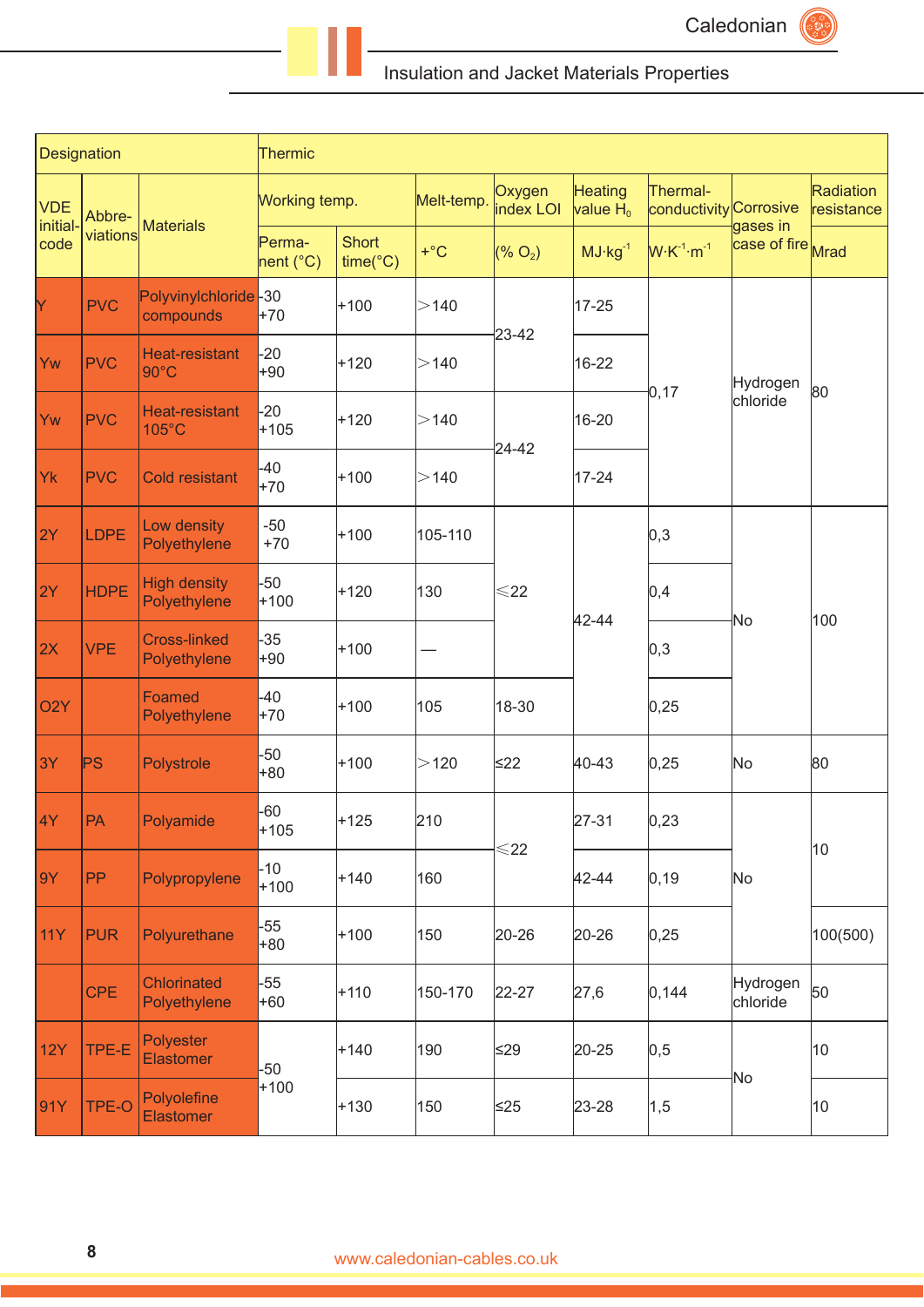## Insulation and Jacket Materials Properties

| Designation | | | Thermic | | | | | | | | |
|---|---|---|---|---|---|---|---|---|---|---|---|
| VDE initial-code | Abbre-viations | Materials | Working temp. | | Melt-temp. | Oxygen index LOI | Heating value $H_0$ | Thermal-conductivity | Corrosive gases in case of fire | Radiation resistance |
| | | | Perma-nent (°C) | Short time(°C) | +°C | (% $O_2$) | $MJ \cdot kg^{-1}$ | $W \cdot K^{-1} \cdot m^{-1}$ | | Mrad |
| Y | PVC | Polyvinylchloride compounds | -30 +70 | +100 | >140 | 23-42 | 17-25 | 0,17 | Hydrogen chloride | 80 |
| Yw | PVC | Heat-resistant 90°C | -20 +90 | +120 | >140 | 23-42 | 16-22 | 0,17 | Hydrogen chloride | 80 |
| Yw | PVC | Heat-resistant 105°C | -20 +105 | +120 | >140 | 24-42 | 16-20 | 0,17 | Hydrogen chloride | 80 |
| Yk | PVC | Cold resistant | -40 +70 | +100 | >140 | 24-42 | 17-24 | 0,17 | Hydrogen chloride | 80 |
| 2Y | LDPE | Low density Polyethylene | -50 +70 | +100 | 105-110 | ≤22 | 42-44 | 0,3 | No | 100 |
| 2Y | HDPE | High density Polyethylene | -50 +100 | +120 | 130 | ≤22 | 42-44 | 0,4 | No | 100 |
| 2X | VPE | Cross-linked Polyethylene | -35 +90 | +100 | — | ≤22 | 42-44 | 0,3 | No | 100 |
| O2Y | | Foamed Polyethylene | -40 +70 | +100 | 105 | 18-30 | 42-44 | 0,25 | No | 100 |
| 3Y | PS | Polystrole | -50 +80 | +100 | >120 | ≤22 | 40-43 | 0,25 | No | 80 |
| 4Y | PA | Polyamide | -60 +105 | +125 | 210 | ≤22 | 27-31 | 0,23 | No | 10 |
| 9Y | PP | Polypropylene | -10 +100 | +140 | 160 | ≤22 | 42-44 | 0,19 | No | 10 |
| 11Y | PUR | Polyurethane | -55 +80 | +100 | 150 | 20-26 | 20-26 | 0,25 | No | 100(500) |
| | CPE | Chlorinated Polyethylene | -55 +60 | +110 | 150-170 | 22-27 | 27,6 | 0,144 | Hydrogen chloride | 50 |
| 12Y | TPE-E | Polyester Elastomer | -50 +100 | +140 | 190 | ≤29 | 20-25 | 0,5 | No | 10 |
| 91Y | TPE-O | Polyolefine Elastomer | -50 +100 | +130 | 150 | ≤25 | 23-28 | 1,5 | No | 10 |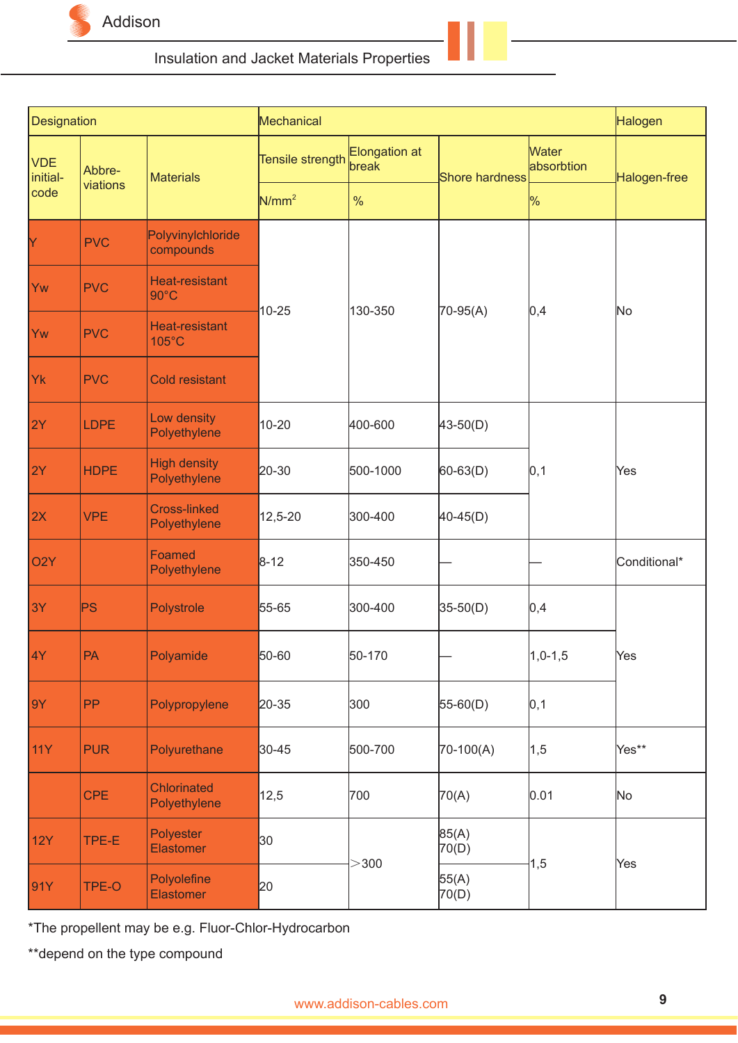## Insulation and Jacket Materials Properties

| Designation | | | Mechanical | | | | Halogen |
|---|---|---|---|---|---|---|---|
| VDE initial-code | Abbre-viations | Materials | Tensile strength | Elongation at break | Shore hardness | Water absorbtion | Halogen-free |
| | | | N/mm$^2$ | % | | % | |
| Y | PVC | Polyvinylchloride compounds | 10-25 | 130-350 | 70-95(A) | 0,4 | No |
| Yw | PVC | Heat-resistant 90°C | 10-25 | 130-350 | 70-95(A) | 0,4 | No |
| Yw | PVC | Heat-resistant 105°C | 10-25 | 130-350 | 70-95(A) | 0,4 | No |
| Yk | PVC | Cold resistant | 10-25 | 130-350 | 70-95(A) | 0,4 | No |
| 2Y | LDPE | Low density Polyethylene | 10-20 | 400-600 | 43-50(D) | 0,1 | Yes |
| 2Y | HDPE | High density Polyethylene | 20-30 | 500-1000 | 60-63(D) | 0,1 | Yes |
| 2X | VPE | Cross-linked Polyethylene | 12,5-20 | 300-400 | 40-45(D) | 0,1 | Yes |
| O2Y | | Foamed Polyethylene | 8-12 | 350-450 | — | — | Conditional* |
| 3Y | PS | Polystrole | 55-65 | 300-400 | 35-50(D) | 0,4 | Yes |
| 4Y | PA | Polyamide | 50-60 | 50-170 | — | 1,0-1,5 | Yes |
| 9Y | PP | Polypropylene | 20-35 | 300 | 55-60(D) | 0,1 | Yes |
| 11Y | PUR | Polyurethane | 30-45 | 500-700 | 70-100(A) | 1,5 | Yes** |
| | CPE | Chlorinated Polyethylene | 12,5 | 700 | 70(A) | 0.01 | No |
| 12Y | TPE-E | Polyester Elastomer | 30 | >300 | 85(A) 70(D) | 1,5 | Yes |
| 91Y | TPE-O | Polyolefine Elastomer | 20 | >300 | 55(A) 70(D) | 1,5 | Yes |

*The propellent may be e.g. Fluor-Chlor-Hydrocarbon

**depend on the type compound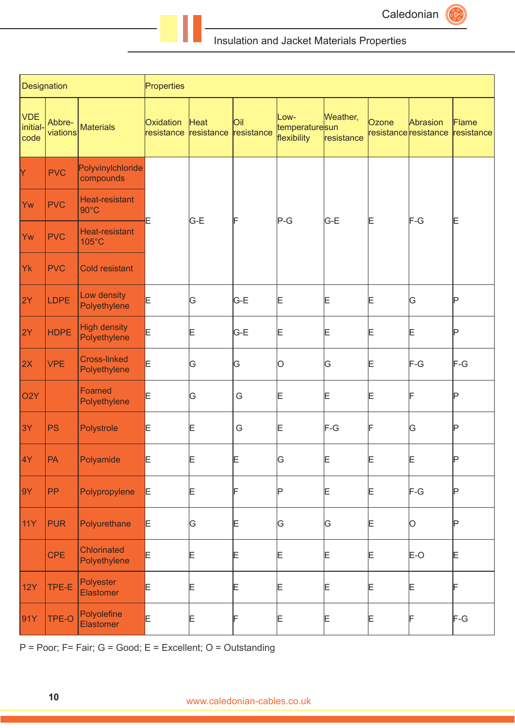## Insulation and Jacket Materials Properties

| Designation | | | Properties | | | | | | | |
|---|---|---|---|---|---|---|---|---|---|---|
| VDE initial-code | Abbre-viations | Materials | Oxidation resistance | Heat resistance | Oil resistance | Low-temperature flexibility | Weather, sun resistance | Ozone resistance | Abrasion resistance | Flame resistance |
| Y | PVC | Polyvinylchloride compounds | E | G-E | F | P-G | G-E | E | F-G | E |
| Yw | PVC | Heat-resistant 90°C | | | | | | | | |
| Yw | PVC | Heat-resistant 105°C | | | | | | | | |
| Yk | PVC | Cold resistant | | | | | | | | |
| 2Y | LDPE | Low density Polyethylene | E | G | G-E | E | E | E | G | P |
| 2Y | HDPE | High density Polyethylene | E | E | G-E | E | E | E | E | P |
| 2X | VPE | Cross-linked Polyethylene | E | G | G | O | G | E | F-G | F-G |
| O2Y | | Foamed Polyethylene | E | G | G | E | E | E | F | P |
| 3Y | PS | Polystrole | E | E | G | E | F-G | F | G | P |
| 4Y | PA | Polyamide | E | E | E | G | E | E | E | P |
| 9Y | PP | Polypropylene | E | E | F | P | E | E | F-G | P |
| 11Y | PUR | Polyurethane | E | G | E | G | G | E | O | P |
| | CPE | Chlorinated Polyethylene | E | E | E | E | E | E | E-O | E |
| 12Y | TPE-E | Polyester Elastomer | E | E | E | E | E | E | E | F |
| 91Y | TPE-O | Polyolefine Elastomer | E | E | F | E | E | E | F | F-G |

P = Poor; F= Fair; G = Good; E = Excellent; O = Outstanding

www.caledonian-cables.co.uk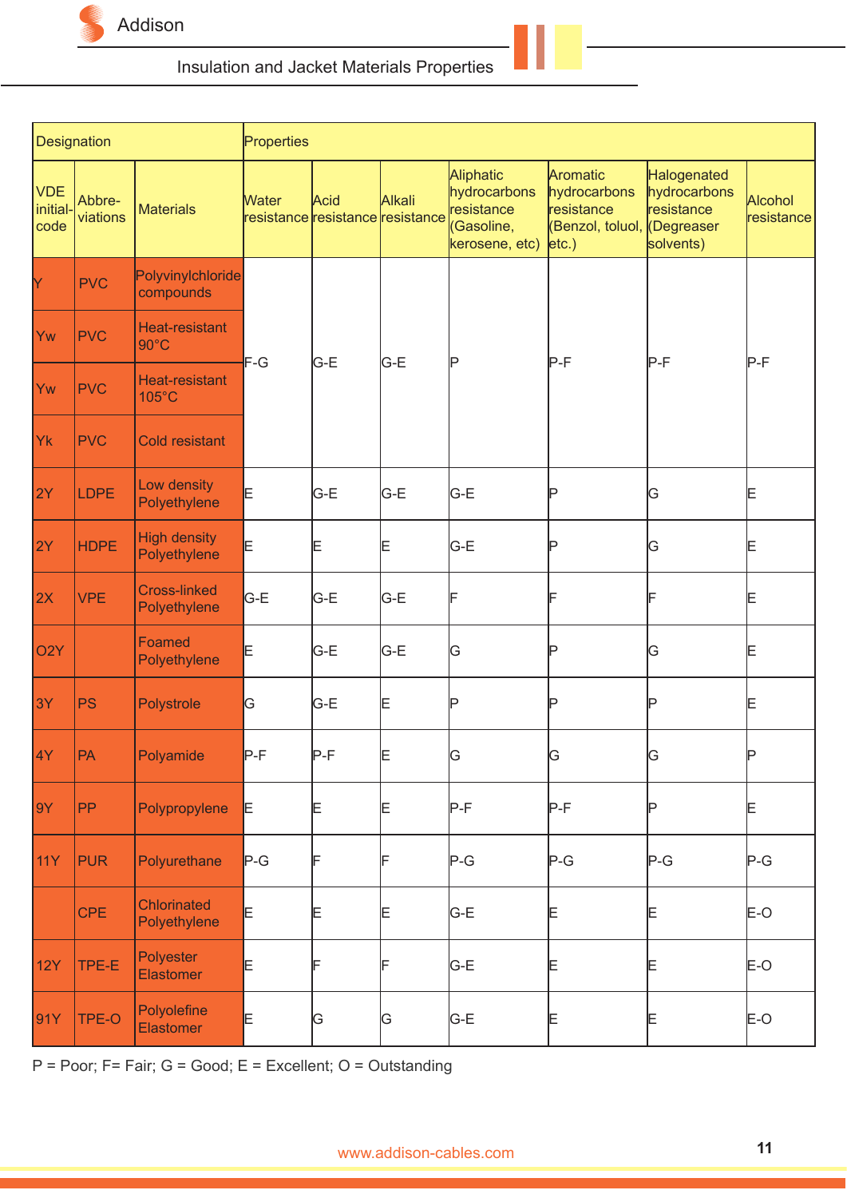## Insulation and Jacket Materials Properties

| Designation | | | Properties | | | | | | |
|---|---|---|---|---|---|---|---|---|---|
| VDE initial-code | Abbre-viations | Materials | Water resistance | Acid resistance | Alkali resistance | Aliphatic hydrocarbons resistance (Gasoline, kerosene, etc) | Aromatic hydrocarbons resistance (Benzol, toluol, etc.) | Halogenated hydrocarbons resistance (Degreaser solvents) | Alcohol resistance |
| Y | PVC | Polyvinylchloride compounds | F-G | G-E | G-E | P | P-F | P-F | P-F |
| Yw | PVC | Heat-resistant 90°C | F-G | G-E | G-E | P | P-F | P-F | P-F |
| Yw | PVC | Heat-resistant 105°C | F-G | G-E | G-E | P | P-F | P-F | P-F |
| Yk | PVC | Cold resistant | F-G | G-E | G-E | P | P-F | P-F | P-F |
| 2Y | LDPE | Low density Polyethylene | E | G-E | G-E | G-E | P | G | E |
| 2Y | HDPE | High density Polyethylene | E | E | E | G-E | P | G | E |
| 2X | VPE | Cross-linked Polyethylene | G-E | G-E | G-E | F | F | F | E |
| O2Y | | Foamed Polyethylene | E | G-E | G-E | G | P | G | E |
| 3Y | PS | Polystrole | G | G-E | E | P | P | P | E |
| 4Y | PA | Polyamide | P-F | P-F | E | G | G | G | P |
| 9Y | PP | Polypropylene | E | E | E | P-F | P-F | P | E |
| 11Y | PUR | Polyurethane | P-G | F | F | P-G | P-G | P-G | P-G |
| | CPE | Chlorinated Polyethylene | E | E | E | G-E | E | E | E-O |
| 12Y | TPE-E | Polyester Elastomer | E | F | F | G-E | E | E | E-O |
| 91Y | TPE-O | Polyolefine Elastomer | E | G | G | G-E | E | E | E-O |

P = Poor; F= Fair; G = Good; E = Excellent; O = Outstanding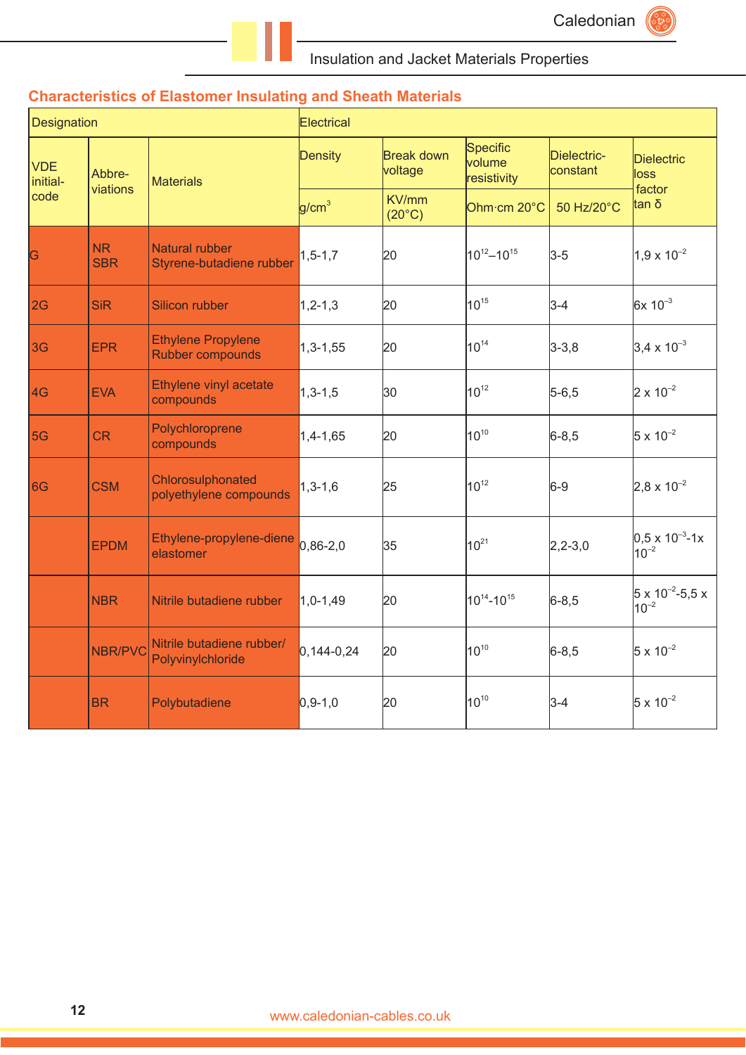## Characteristics of Elastomer Insulating and Sheath Materials

| Designation | | | Electrical | | | | |
|---|---|---|---|---|---|---|---|
| VDE initial-code | Abbre-viations | Materials | Density | Break down voltage | Specific volume resistivity | Dielectric-constant | Dielectric loss factor |
| | | | g/cm$^3$ | KV/mm (20°C) | Ohm·cm 20°C | 50 Hz/20°C | tan δ |
| G | NR SBR | Natural rubber Styrene-butadiene rubber | 1,5-1,7 | 20 | $10^{12}$–$10^{15}$ | 3-5 | 1,9 x $10^{-2}$ |
| 2G | SiR | Silicon rubber | 1,2-1,3 | 20 | $10^{15}$ | 3-4 | 6x $10^{-3}$ |
| 3G | EPR | Ethylene Propylene Rubber compounds | 1,3-1,55 | 20 | $10^{14}$ | 3-3,8 | 3,4 x $10^{-3}$ |
| 4G | EVA | Ethylene vinyl acetate compounds | 1,3-1,5 | 30 | $10^{12}$ | 5-6,5 | 2 x $10^{-2}$ |
| 5G | CR | Polychloroprene compounds | 1,4-1,65 | 20 | $10^{10}$ | 6-8,5 | 5 x $10^{-2}$ |
| 6G | CSM | Chlorosulphonated polyethylene compounds | 1,3-1,6 | 25 | $10^{12}$ | 6-9 | 2,8 x $10^{-2}$ |
| | EPDM | Ethylene-propylene-diene elastomer | 0,86-2,0 | 35 | $10^{21}$ | 2,2-3,0 | 0,5 x $10^{-3}$-1x $10^{-2}$ |
| | NBR | Nitrile butadiene rubber | 1,0-1,49 | 20 | $10^{14}$-$10^{15}$ | 6-8,5 | 5 x $10^{-2}$-5,5 x $10^{-2}$ |
| | NBR/PVC | Nitrile butadiene rubber/ Polyvinylchloride | 0,144-0,24 | 20 | $10^{10}$ | 6-8,5 | 5 x $10^{-2}$ |
| | BR | Polybutadiene | 0,9-1,0 | 20 | $10^{10}$ | 3-4 | 5 x $10^{-2}$ |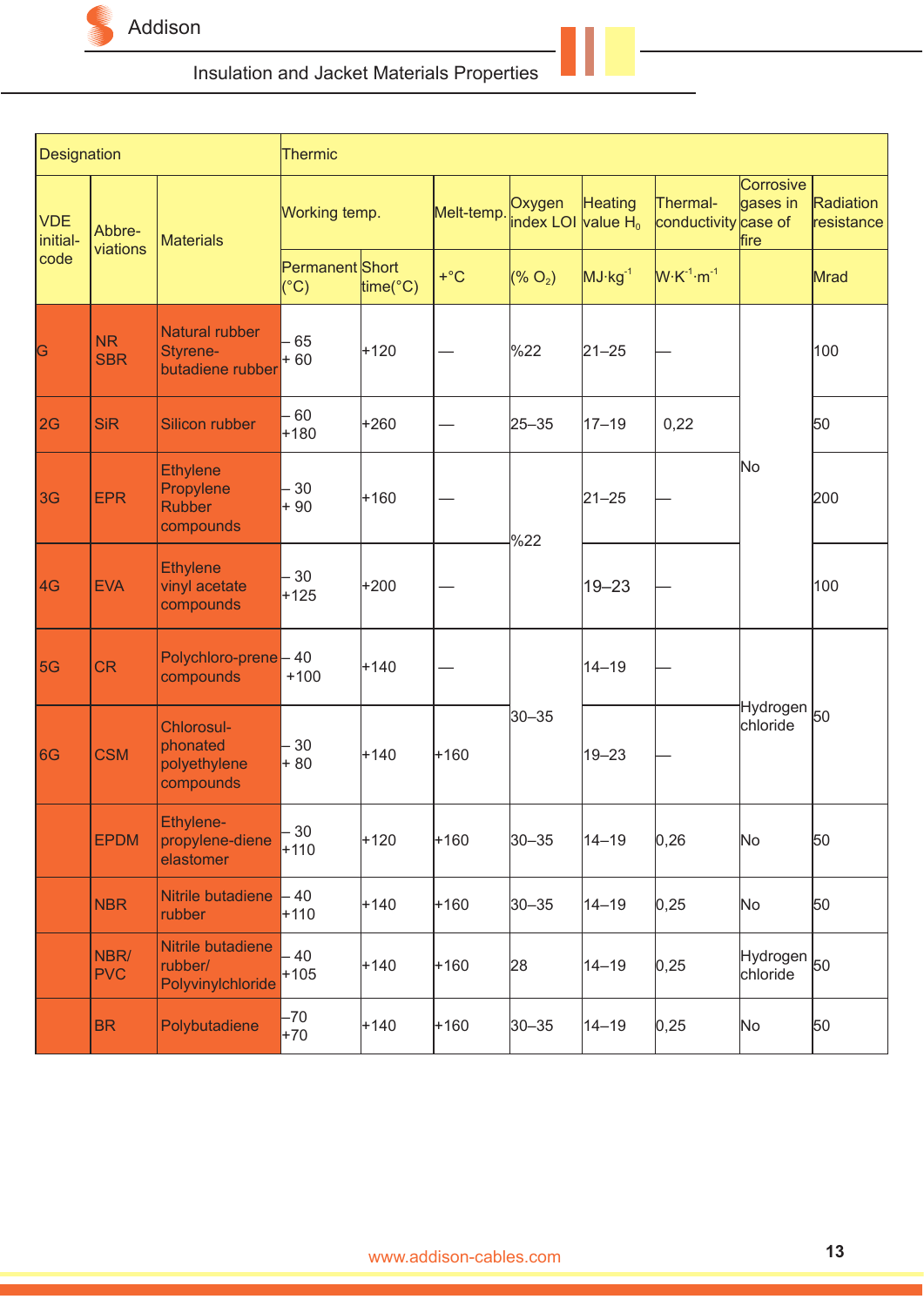# Insulation and Jacket Materials Properties

| Designation | | | Thermic | | | | | | | |
|---|---|---|---|---|---|---|---|---|---|---|
| VDE initial-code | Abbre-viations | Materials | Working temp. | | Melt-temp. | Oxygen index LOI | Heating value $H_0$ | Thermal-conductivity | Corrosive gases in case of fire | Radiation resistance |
| | | | Permanent (°C) | Short time(°C) | +°C | (% $O_2$) | $MJ \cdot kg^{-1}$ | $W \cdot K^{-1} \cdot m^{-1}$ | | Mrad |
| G | NR SBR | Natural rubber Styrene-butadiene rubber | – 65 + 60 | +120 | — | %22 | 21–25 | — | No | 100 |
| 2G | SiR | Silicon rubber | – 60 +180 | +260 | — | 25–35 | 17–19 | 0,22 | No | 50 |
| 3G | EPR | Ethylene Propylene Rubber compounds | – 30 + 90 | +160 | — | %22 | 21–25 | — | No | 200 |
| 4G | EVA | Ethylene vinyl acetate compounds | – 30 +125 | +200 | — | %22 | 19–23 | — | No | 100 |
| 5G | CR | Polychloro-prene compounds | – 40 +100 | +140 | — | 30–35 | 14–19 | — | Hydrogen chloride | 50 |
| 6G | CSM | Chlorosul-phonated polyethylene compounds | – 30 + 80 | +140 | +160 | 30–35 | 19–23 | — | Hydrogen chloride | 50 |
| | EPDM | Ethylene-propylene-diene elastomer | – 30 +110 | +120 | +160 | 30–35 | 14–19 | 0,26 | No | 50 |
| | NBR | Nitrile butadiene rubber | – 40 +110 | +140 | +160 | 30–35 | 14–19 | 0,25 | No | 50 |
| | NBR/ PVC | Nitrile butadiene rubber/ Polyvinylchloride | – 40 +105 | +140 | +160 | 28 | 14–19 | 0,25 | Hydrogen chloride | 50 |
| | BR | Polybutadiene | –70 +70 | +140 | +160 | 30–35 | 14–19 | 0,25 | No | 50 |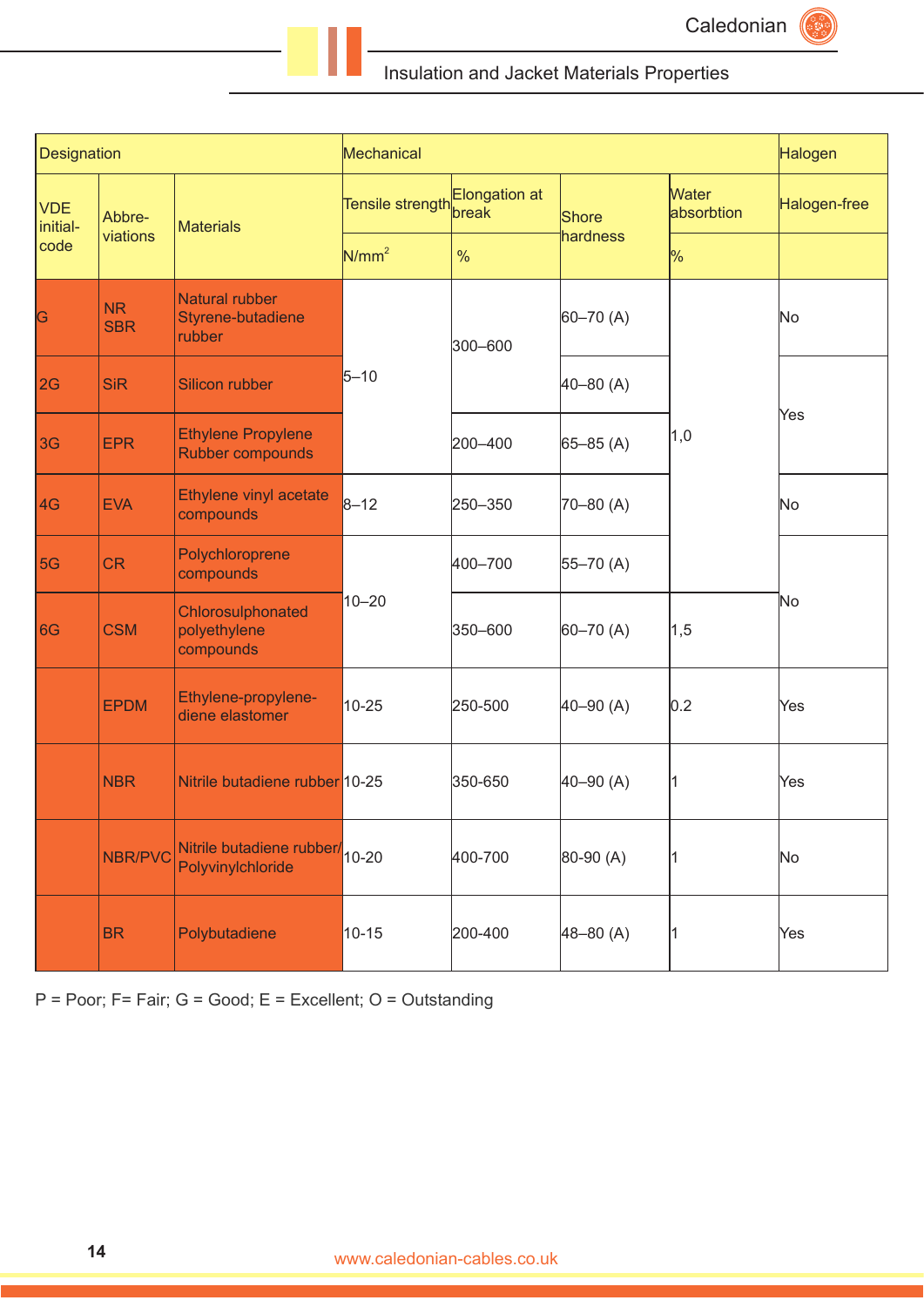## Insulation and Jacket Materials Properties

| Designation | | | Mechanical | | | | Halogen |
|---|---|---|---|---|---|---|---|
| VDE initial-code | Abbre-viations | Materials | Tensile strength | Elongation at break | Shore hardness | Water absorbtion | Halogen-free |
| | | | N/mm$^2$ | % | | % | |
| G | NR SBR | Natural rubber Styrene-butadiene rubber | 5–10 | 300–600 | 60–70 (A) | 1,0 | No |
| 2G | SiR | Silicon rubber | 5–10 | 300–600 | 40–80 (A) | 1,0 | Yes |
| 3G | EPR | Ethylene Propylene Rubber compounds | 5–10 | 200–400 | 65–85 (A) | 1,0 | Yes |
| 4G | EVA | Ethylene vinyl acetate compounds | 8–12 | 250–350 | 70–80 (A) | 1,0 | No |
| 5G | CR | Polychloroprene compounds | 10–20 | 400–700 | 55–70 (A) | 1,0 | No |
| 6G | CSM | Chlorosulphonated polyethylene compounds | 10–20 | 350–600 | 60–70 (A) | 1,5 | No |
| | EPDM | Ethylene-propylene-diene elastomer | 10-25 | 250-500 | 40–90 (A) | 0.2 | Yes |
| | NBR | Nitrile butadiene rubber | 10-25 | 350-650 | 40–90 (A) | 1 | Yes |
| | NBR/PVC | Nitrile butadiene rubber/ Polyvinylchloride | 10-20 | 400-700 | 80-90 (A) | 1 | No |
| | BR | Polybutadiene | 10-15 | 200-400 | 48–80 (A) | 1 | Yes |

P = Poor; F= Fair; G = Good; E = Excellent; O = Outstanding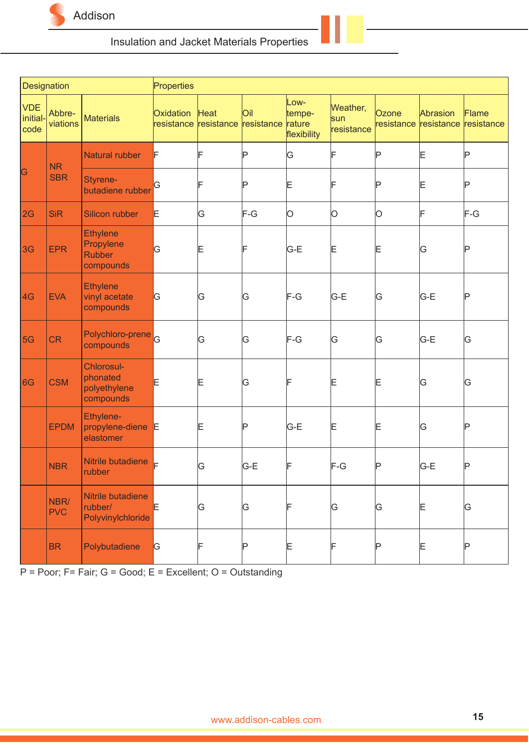## Insulation and Jacket Materials Properties

| Designation | | | Properties | | | | | | | |
|---|---|---|---|---|---|---|---|---|---|---|
| VDE initial-code | Abbre-viations | Materials | Oxidation resistance | Heat resistance | Oil resistance | Low-tempe-rature flexibility | Weather, sun resistance | Ozone resistance | Abrasion resistance | Flame resistance |
| G | NR SBR | Natural rubber | F | F | P | G | F | P | E | P |
| | | Styrene-butadiene rubber | G | F | P | E | F | P | E | P |
| 2G | SiR | Silicon rubber | E | G | F-G | O | O | O | F | F-G |
| 3G | EPR | Ethylene Propylene Rubber compounds | G | E | F | G-E | E | E | G | P |
| 4G | EVA | Ethylene vinyl acetate compounds | G | G | G | F-G | G-E | G | G-E | P |
| 5G | CR | Polychloro-prene compounds | G | G | G | F-G | G | G | G-E | G |
| 6G | CSM | Chlorosul-phonated polyethylene compounds | E | E | G | F | E | E | G | G |
| | EPDM | Ethylene-propylene-diene elastomer | E | E | P | G-E | E | E | G | P |
| | NBR | Nitrile butadiene rubber | F | G | G-E | F | F-G | P | G-E | P |
| | NBR/ PVC | Nitrile butadiene rubber/ Polyvinylchloride | E | G | G | F | G | G | E | G |
| | BR | Polybutadiene | G | F | P | E | F | P | E | P |

P = Poor; F= Fair; G = Good; E = Excellent; O = Outstanding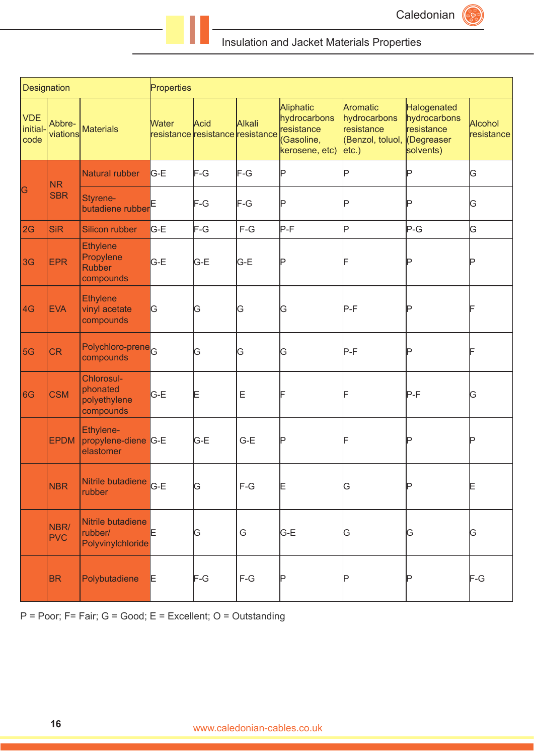## Insulation and Jacket Materials Properties

| Designation | | | Properties | | | | | | |
|---|---|---|---|---|---|---|---|---|---|
| VDE initial-code | Abbre-viations | Materials | Water resistance | Acid resistance | Alkali resistance | Aliphatic hydrocarbons resistance (Gasoline, kerosene, etc) | Aromatic hydrocarbons resistance (Benzol, toluol, etc.) | Halogenated hydrocarbons resistance (Degreaser solvents) | Alcohol resistance |
| G | NR | Natural rubber | G-E | F-G | F-G | P | P | P | G |
| | SBR | Styrene-butadiene rubber | E | F-G | F-G | P | P | P | G |
| 2G | SiR | Silicon rubber | G-E | F-G | F-G | P-F | P | P-G | G |
| 3G | EPR | Ethylene Propylene Rubber compounds | G-E | G-E | G-E | P | F | P | P |
| 4G | EVA | Ethylene vinyl acetate compounds | G | G | G | G | P-F | P | F |
| 5G | CR | Polychloro-prene compounds | G | G | G | G | P-F | P | F |
| 6G | CSM | Chlorosul-phonated polyethylene compounds | G-E | E | E | F | F | P-F | G |
| | EPDM | Ethylene-propylene-diene elastomer | G-E | G-E | G-E | P | F | P | P |
| | NBR | Nitrile butadiene rubber | G-E | G | F-G | E | G | P | E |
| | NBR/ PVC | Nitrile butadiene rubber/ Polyvinylchloride | E | G | G | G-E | G | G | G |
| | BR | Polybutadiene | E | F-G | F-G | P | P | P | F-G |

P = Poor; F= Fair; G = Good; E = Excellent; O = Outstanding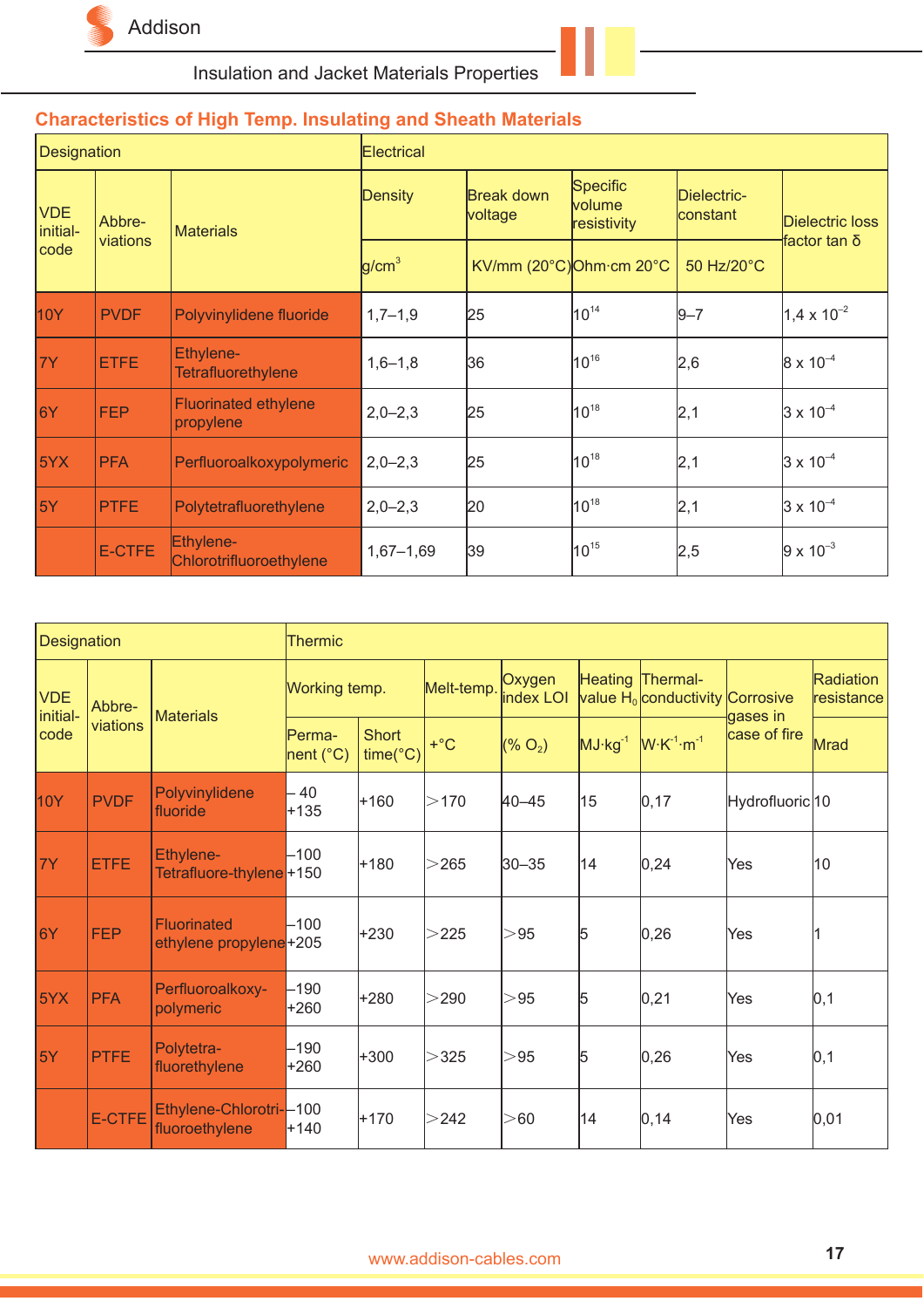## Characteristics of High Temp. Insulating and Sheath Materials

| Designation | | | Electrical | | | | |
|---|---|---|---|---|---|---|---|
| VDE initial-code | Abbre-viations | Materials | Density | Break down voltage | Specific volume resistivity | Dielectric-constant | Dielectric loss factor tan δ |
| | | | g/cm³ | KV/mm (20°C) | Ohm·cm 20°C | 50 Hz/20°C | |
| 10Y | PVDF | Polyvinylidene fluoride | 1,7–1,9 | 25 | $10^{14}$ | 9–7 | $1,4 \times 10^{-2}$ |
| 7Y | ETFE | Ethylene-Tetrafluorethylene | 1,6–1,8 | 36 | $10^{16}$ | 2,6 | $8 \times 10^{-4}$ |
| 6Y | FEP | Fluorinated ethylene propylene | 2,0–2,3 | 25 | $10^{18}$ | 2,1 | $3 \times 10^{-4}$ |
| 5YX | PFA | Perfluoroalkoxypolymeric | 2,0–2,3 | 25 | $10^{18}$ | 2,1 | $3 \times 10^{-4}$ |
| 5Y | PTFE | Polytetrafluorethylene | 2,0–2,3 | 20 | $10^{18}$ | 2,1 | $3 \times 10^{-4}$ |
| | E-CTFE | Ethylene-Chlorotrifluoroethylene | 1,67–1,69 | 39 | $10^{15}$ | 2,5 | $9 \times 10^{-3}$ |

| Designation | | | Thermic | | | | | | | |
|---|---|---|---|---|---|---|---|---|---|---|
| VDE initial-code | Abbre-viations | Materials | Working temp. | | Melt-temp. | Oxygen index LOI | Heating value $H_0$ | Thermal-conductivity | Corrosive gases in case of fire | Radiation resistance |
| | | | Perma-nent (°C) | Short time(°C) | +°C | (% $O_2$) | $MJ \cdot kg^{-1}$ | $W \cdot K^{-1} \cdot m^{-1}$ | | Mrad |
| 10Y | PVDF | Polyvinylidene fluoride | – 40 +135 | +160 | >170 | 40–45 | 15 | 0,17 | Hydrofluoric | 10 |
| 7Y | ETFE | Ethylene-Tetrafluore-thylene | –100 +150 | +180 | >265 | 30–35 | 14 | 0,24 | Yes | 10 |
| 6Y | FEP | Fluorinated ethylene propylene | –100 +205 | +230 | >225 | >95 | 5 | 0,26 | Yes | 1 |
| 5YX | PFA | Perfluoroalkoxy-polymeric | –190 +260 | +280 | >290 | >95 | 5 | 0,21 | Yes | 0,1 |
| 5Y | PTFE | Polytetra-fluorethylene | –190 +260 | +300 | >325 | >95 | 5 | 0,26 | Yes | 0,1 |
| | E-CTFE | Ethylene-Chlorotri-fluoroethylene | –100 +140 | +170 | >242 | >60 | 14 | 0,14 | Yes | 0,01 |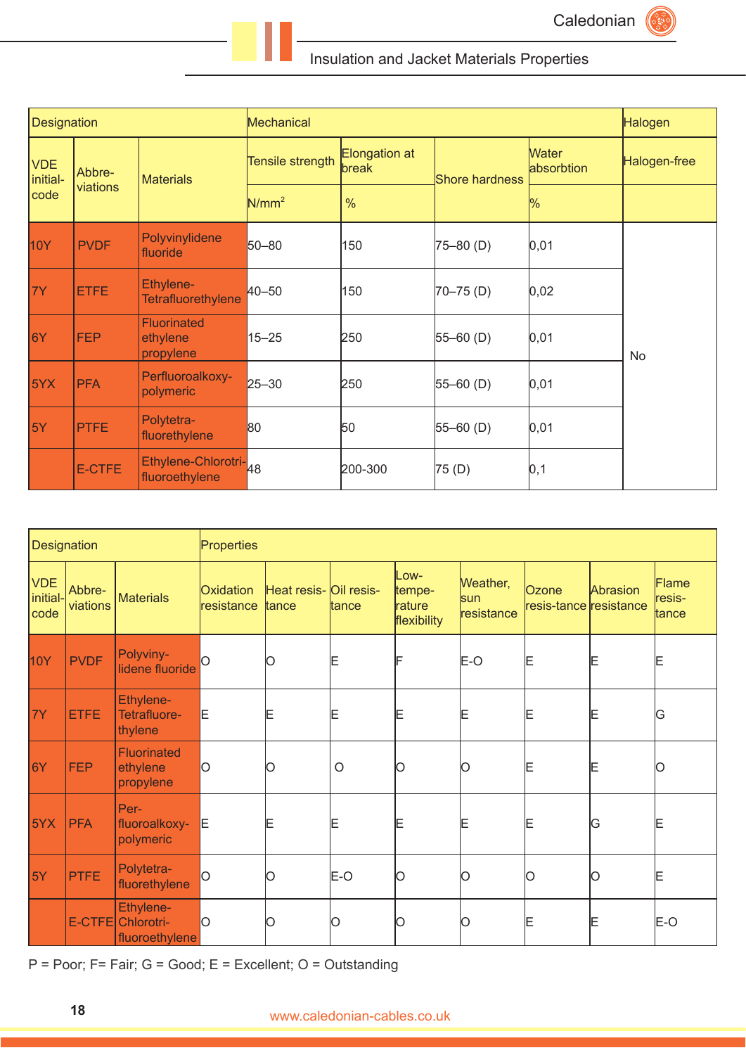## Insulation and Jacket Materials Properties

| Designation | | | Mechanical | | | | Halogen |
|---|---|---|---|---|---|---|---|
| VDE initial-code | Abbre-viations | Materials | Tensile strength | Elongation at break | Shore hardness | Water absorbtion | Halogen-free |
| | | | N/mm$^2$ | % | | % | |
| 10Y | PVDF | Polyvinylidene fluoride | 50–80 | 150 | 75–80 (D) | 0,01 | No |
| 7Y | ETFE | Ethylene-Tetrafluorethylene | 40–50 | 150 | 70–75 (D) | 0,02 | No |
| 6Y | FEP | Fluorinated ethylene propylene | 15–25 | 250 | 55–60 (D) | 0,01 | No |
| 5YX | PFA | Perfluoroalkoxy-polymeric | 25–30 | 250 | 55–60 (D) | 0,01 | No |
| 5Y | PTFE | Polytetra-fluorethylene | 80 | 50 | 55–60 (D) | 0,01 | No |
| | E-CTFE | Ethylene-Chlorotri-fluoroethylene | 48 | 200-300 | 75 (D) | 0,1 | No |

| Designation | | | Properties | | | | | | | |
|---|---|---|---|---|---|---|---|---|---|---|
| VDE initial-code | Abbre-viations | Materials | Oxidation resistance | Heat resis-tance | Oil resis-tance | Low-tempe-rature flexibility | Weather, sun resistance | Ozone resis-tance | Abrasion resistance | Flame resis-tance |
| 10Y | PVDF | Polyviny-lidene fluoride | O | O | E | F | E-O | E | E | E |
| 7Y | ETFE | Ethylene-Tetrafluore-thylene | E | E | E | E | E | E | E | G |
| 6Y | FEP | Fluorinated ethylene propylene | O | O | O | O | O | E | E | O |
| 5YX | PFA | Per-fluoroalkoxy-polymeric | E | E | E | E | E | E | G | E |
| 5Y | PTFE | Polytetra-fluorethylene | O | O | E-O | O | O | O | O | E |
| | E-CTFE | Ethylene-Chlorotri-fluoroethylene | O | O | O | O | O | E | E | E-O |

P = Poor; F= Fair; G = Good; E = Excellent; O = Outstanding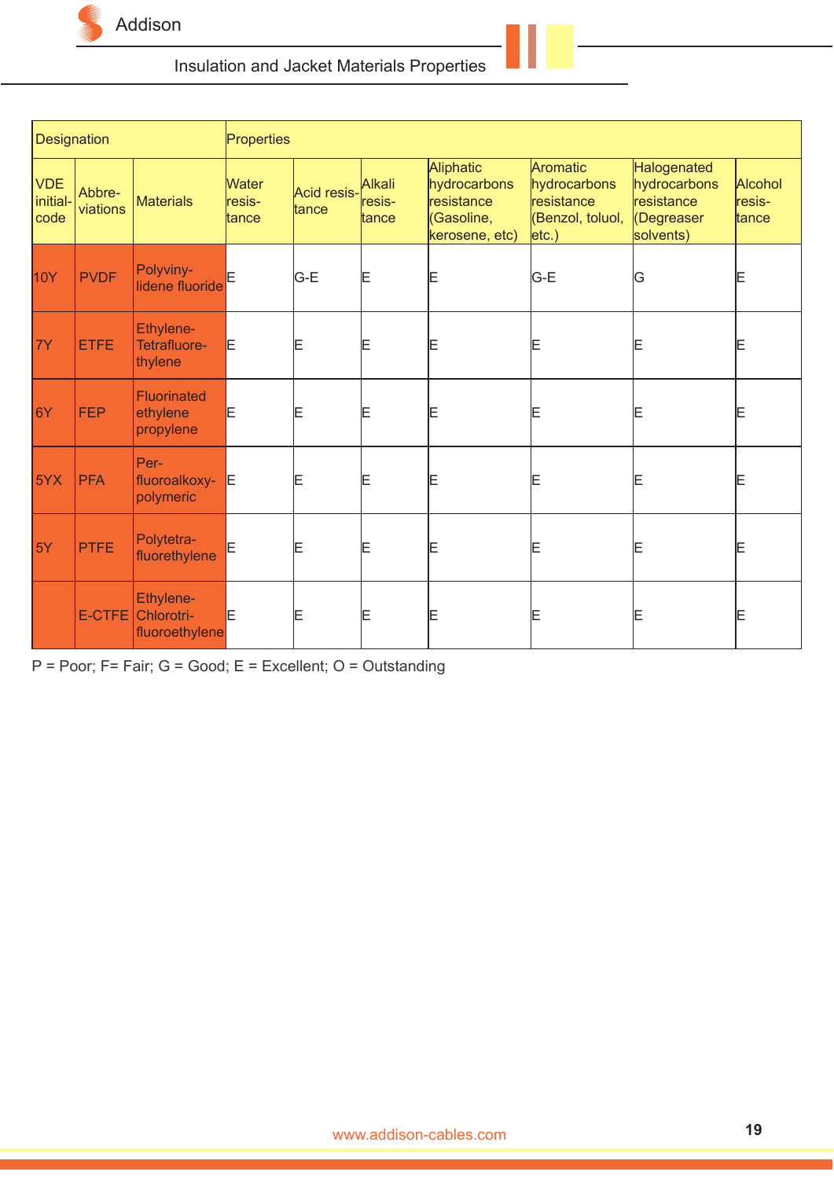# Insulation and Jacket Materials Properties

| Designation | | | Properties | | | | | | |
|---|---|---|---|---|---|---|---|---|---|
| VDE initial-code | Abbre-viations | Materials | Water resis-tance | Acid resis-tance | Alkali resis-tance | Aliphatic hydrocarbons resistance (Gasoline, kerosene, etc) | Aromatic hydrocarbons resistance (Benzol, toluol, etc.) | Halogenated hydrocarbons resistance (Degreaser solvents) | Alcohol resis-tance |
| 10Y | PVDF | Polyviny-lidene fluoride | E | G-E | E | E | G-E | G | E |
| 7Y | ETFE | Ethylene-Tetrafluore-thylene | E | E | E | E | E | E | E |
| 6Y | FEP | Fluorinated ethylene propylene | E | E | E | E | E | E | E |
| 5YX | PFA | Per-fluoroalkoxy-polymeric | E | E | E | E | E | E | E |
| 5Y | PTFE | Polytetra-fluorethylene | E | E | E | E | E | E | E |
| | E-CTFE | Ethylene-Chlorotri-fluoroethylene | E | E | E | E | E | E | E |

P = Poor; F= Fair; G = Good; E = Excellent; O = Outstanding